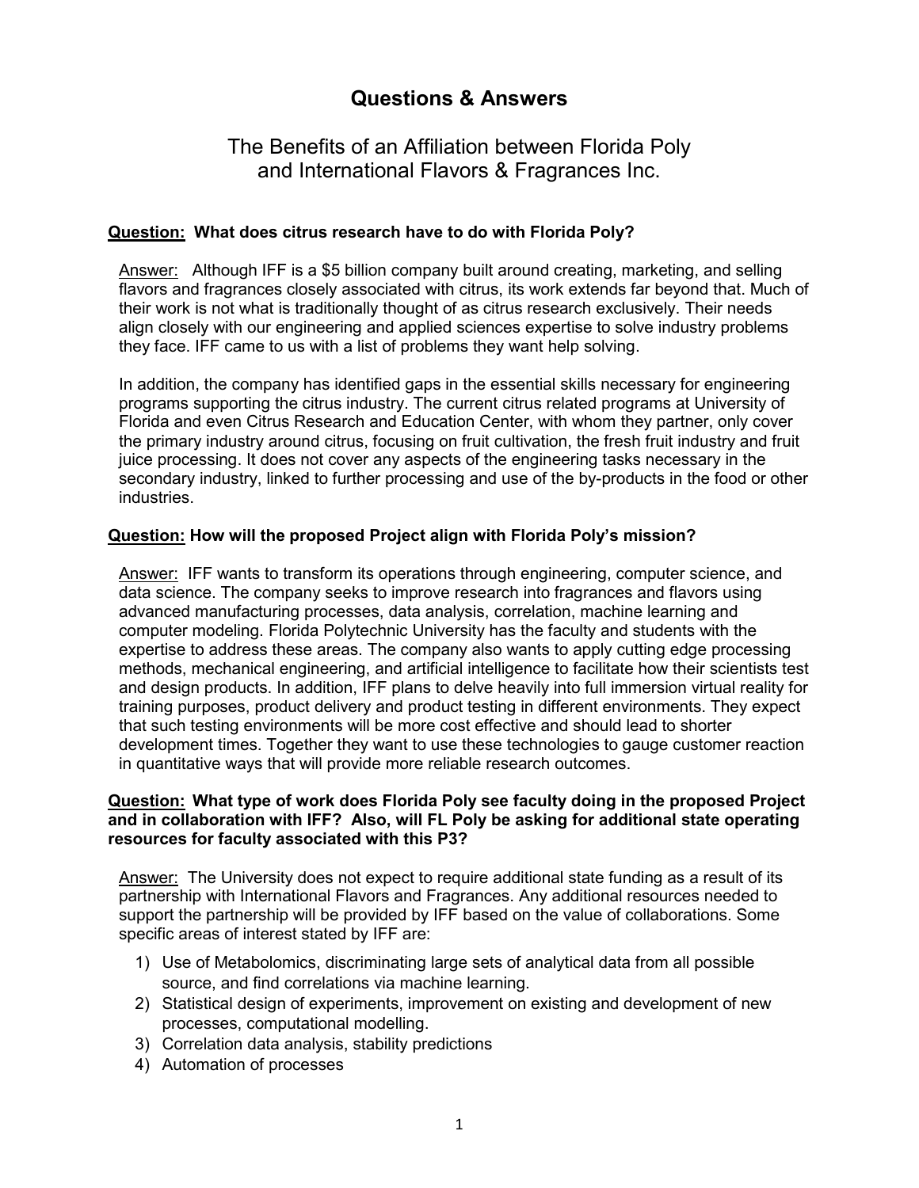# Questions & Answers

## The Benefits of an Affiliation between Florida Poly and International Flavors & Fragrances Inc.

**Question: What does citrus research have to do with Florida Poly?**

Answer: Although IFF is a $5 billion company built around creating, marketing, and selling flavors and fragrances closely associated with citrus, its work extends far beyond that. Much of their work is not what is traditionally thought of as citrus research exclusively. Their needs align closely with our engineering and applied sciences expertise to solve industry problems they face. IFF came to us with a list of problems they want help solving.

In addition, the company has identified gaps in the essential skills necessary for engineering programs supporting the citrus industry. The current citrus related programs at University of Florida and even Citrus Research and Education Center, with whom they partner, only cover the primary industry around citrus, focusing on fruit cultivation, the fresh fruit industry and fruit juice processing. It does not cover any aspects of the engineering tasks necessary in the secondary industry, linked to further processing and use of the by-products in the food or other industries.

**Question: How will the proposed Project align with Florida Poly's mission?**

Answer: IFF wants to transform its operations through engineering, computer science, and data science. The company seeks to improve research into fragrances and flavors using advanced manufacturing processes, data analysis, correlation, machine learning and computer modeling. Florida Polytechnic University has the faculty and students with the expertise to address these areas. The company also wants to apply cutting edge processing methods, mechanical engineering, and artificial intelligence to facilitate how their scientists test and design products. In addition, IFF plans to delve heavily into full immersion virtual reality for training purposes, product delivery and product testing in different environments. They expect that such testing environments will be more cost effective and should lead to shorter development times. Together they want to use these technologies to gauge customer reaction in quantitative ways that will provide more reliable research outcomes.

**Question: What type of work does Florida Poly see faculty doing in the proposed Project and in collaboration with IFF? Also, will FL Poly be asking for additional state operating resources for faculty associated with this P3?**

Answer: The University does not expect to require additional state funding as a result of its partnership with International Flavors and Fragrances. Any additional resources needed to support the partnership will be provided by IFF based on the value of collaborations. Some specific areas of interest stated by IFF are:

1) Use of Metabolomics, discriminating large sets of analytical data from all possible source, and find correlations via machine learning.
2) Statistical design of experiments, improvement on existing and development of new processes, computational modelling.
3) Correlation data analysis, stability predictions
4) Automation of processes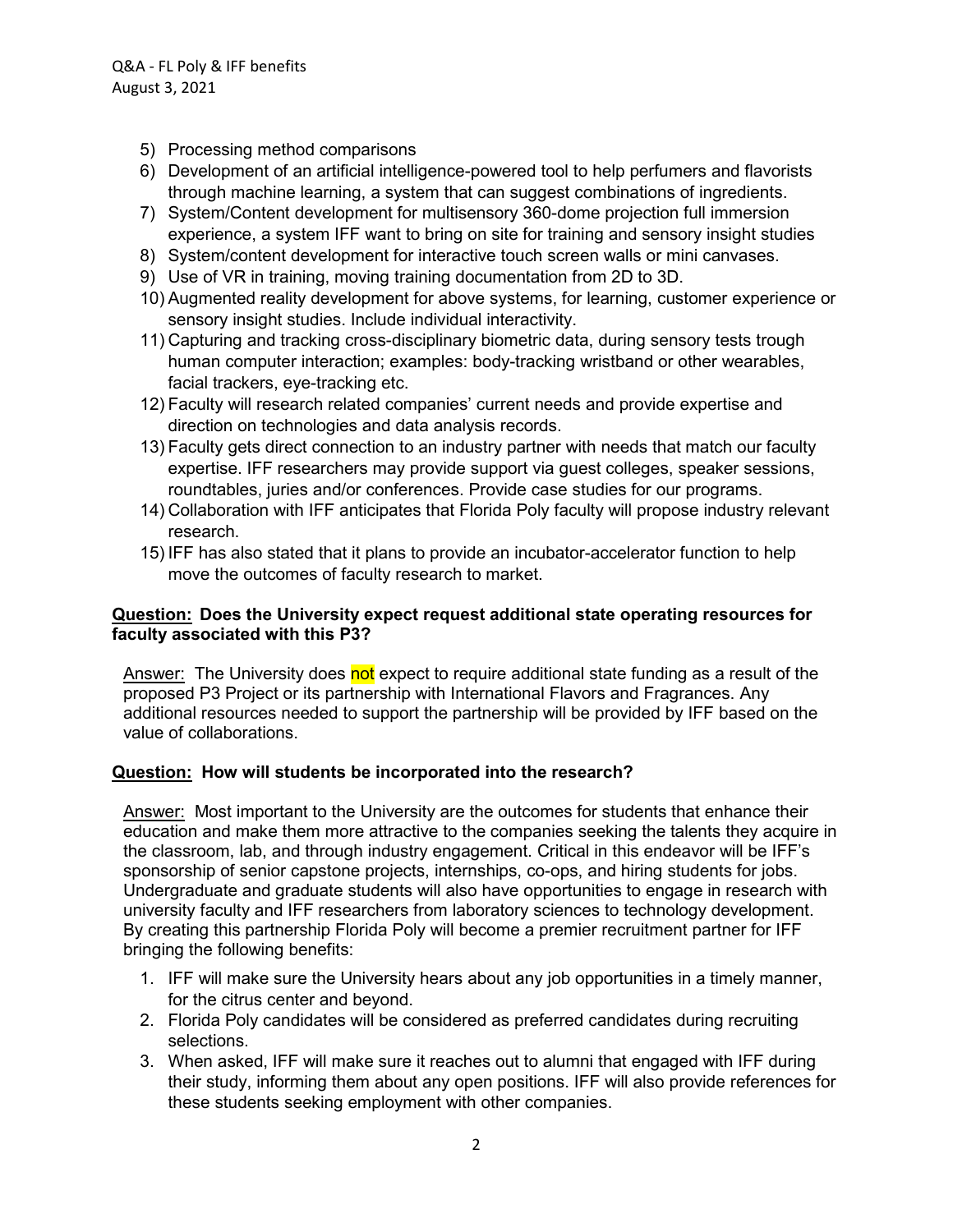5) Processing method comparisons
6) Development of an artificial intelligence-powered tool to help perfumers and flavorists through machine learning, a system that can suggest combinations of ingredients.
7) System/Content development for multisensory 360-dome projection full immersion experience, a system IFF want to bring on site for training and sensory insight studies
8) System/content development for interactive touch screen walls or mini canvases.
9) Use of VR in training, moving training documentation from 2D to 3D.
10) Augmented reality development for above systems, for learning, customer experience or sensory insight studies. Include individual interactivity.
11) Capturing and tracking cross-disciplinary biometric data, during sensory tests trough human computer interaction; examples: body-tracking wristband or other wearables, facial trackers, eye-tracking etc.
12) Faculty will research related companies' current needs and provide expertise and direction on technologies and data analysis records.
13) Faculty gets direct connection to an industry partner with needs that match our faculty expertise. IFF researchers may provide support via guest colleges, speaker sessions, roundtables, juries and/or conferences. Provide case studies for our programs.
14) Collaboration with IFF anticipates that Florida Poly faculty will propose industry relevant research.
15) IFF has also stated that it plans to provide an incubator-accelerator function to help move the outcomes of faculty research to market.

**<u>Question:</u> Does the University expect request additional state operating resources for faculty associated with this P3?**

<u>Answer:</u> The University does not expect to require additional state funding as a result of the proposed P3 Project or its partnership with International Flavors and Fragrances. Any additional resources needed to support the partnership will be provided by IFF based on the value of collaborations.

**<u>Question:</u> How will students be incorporated into the research?**

<u>Answer:</u> Most important to the University are the outcomes for students that enhance their education and make them more attractive to the companies seeking the talents they acquire in the classroom, lab, and through industry engagement. Critical in this endeavor will be IFF's sponsorship of senior capstone projects, internships, co-ops, and hiring students for jobs. Undergraduate and graduate students will also have opportunities to engage in research with university faculty and IFF researchers from laboratory sciences to technology development. By creating this partnership Florida Poly will become a premier recruitment partner for IFF bringing the following benefits:

1. IFF will make sure the University hears about any job opportunities in a timely manner, for the citrus center and beyond.
2. Florida Poly candidates will be considered as preferred candidates during recruiting selections.
3. When asked, IFF will make sure it reaches out to alumni that engaged with IFF during their study, informing them about any open positions. IFF will also provide references for these students seeking employment with other companies.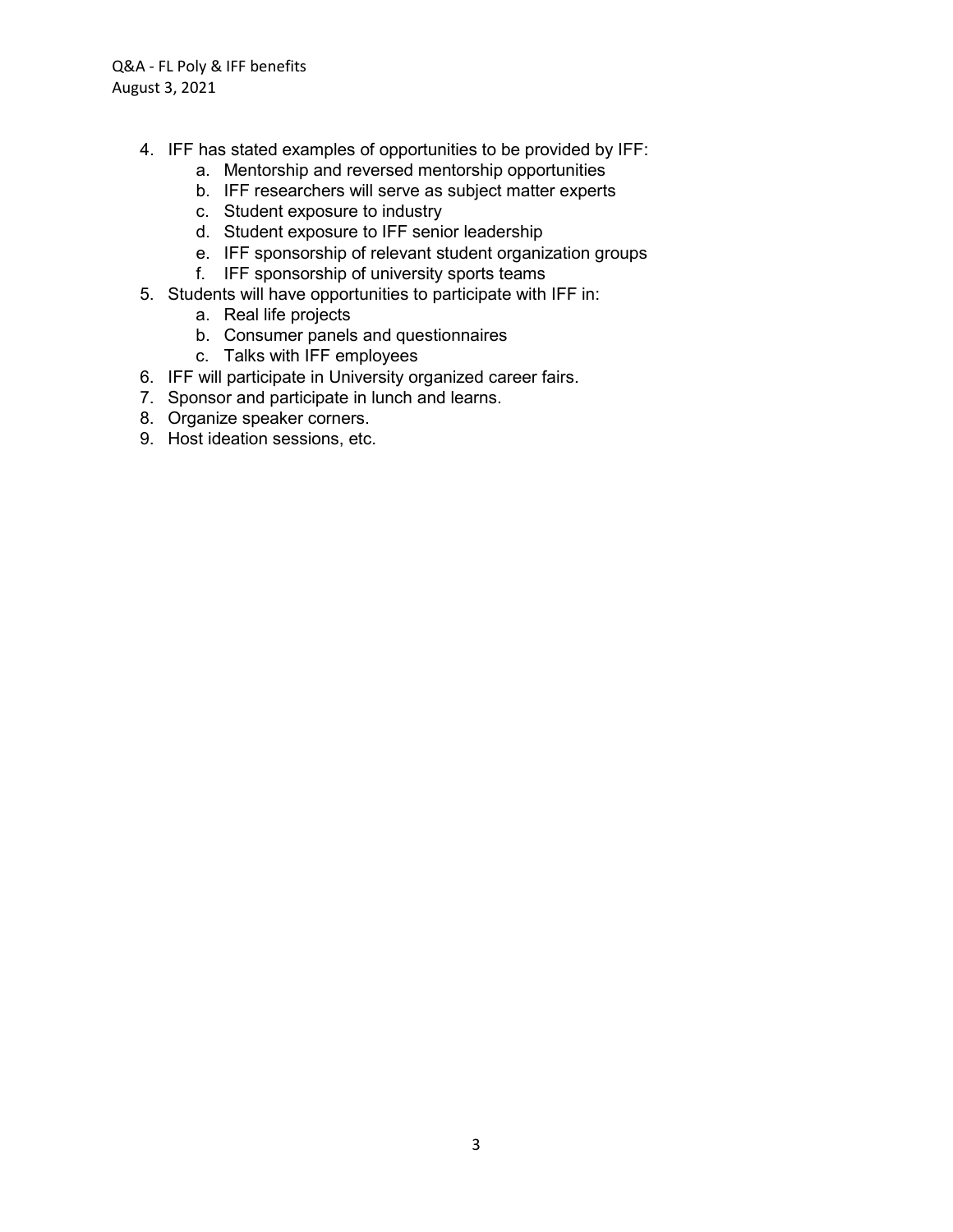4. IFF has stated examples of opportunities to be provided by IFF:
    a. Mentorship and reversed mentorship opportunities
    b. IFF researchers will serve as subject matter experts
    c. Student exposure to industry
    d. Student exposure to IFF senior leadership
    e. IFF sponsorship of relevant student organization groups
    f. IFF sponsorship of university sports teams
5. Students will have opportunities to participate with IFF in:
    a. Real life projects
    b. Consumer panels and questionnaires
    c. Talks with IFF employees
6. IFF will participate in University organized career fairs.
7. Sponsor and participate in lunch and learns.
8. Organize speaker corners.
9. Host ideation sessions, etc.